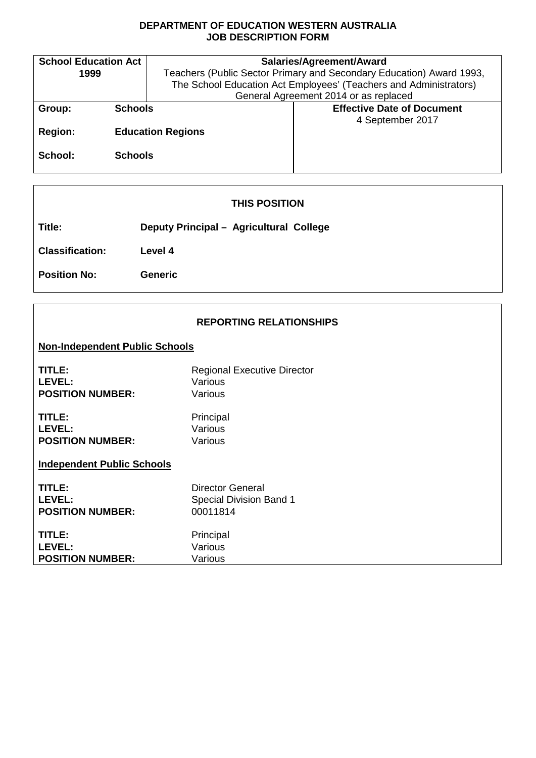**DEPARTMENT OF EDUCATION WESTERN AUSTRALIA**
**JOB DESCRIPTION FORM**

| **School Education Act 1999** | **Salaries/Agreement/Award** Teachers (Public Sector Primary and Secondary Education) Award 1993, The School Education Act Employees' (Teachers and Administrators) General Agreement 2014 or as replaced |
|---|---|
| **Group:** **Schools** **Region:** **Education Regions** **School:** **Schools** | **Effective Date of Document** 4 September 2017 |

## THIS POSITION

**Title:** **Deputy Principal – Agricultural College**

**Classification:** **Level 4**

**Position No:** **Generic**

## REPORTING RELATIONSHIPS

**Non-Independent Public Schools**

**TITLE:** Regional Executive Director
**LEVEL:** Various
**POSITION NUMBER:** Various

**TITLE:** Principal
**LEVEL:** Various
**POSITION NUMBER:** Various

**Independent Public Schools**

**TITLE:** Director General
**LEVEL:** Special Division Band 1
**POSITION NUMBER:** 00011814

**TITLE:** Principal
**LEVEL:** Various
**POSITION NUMBER:** Various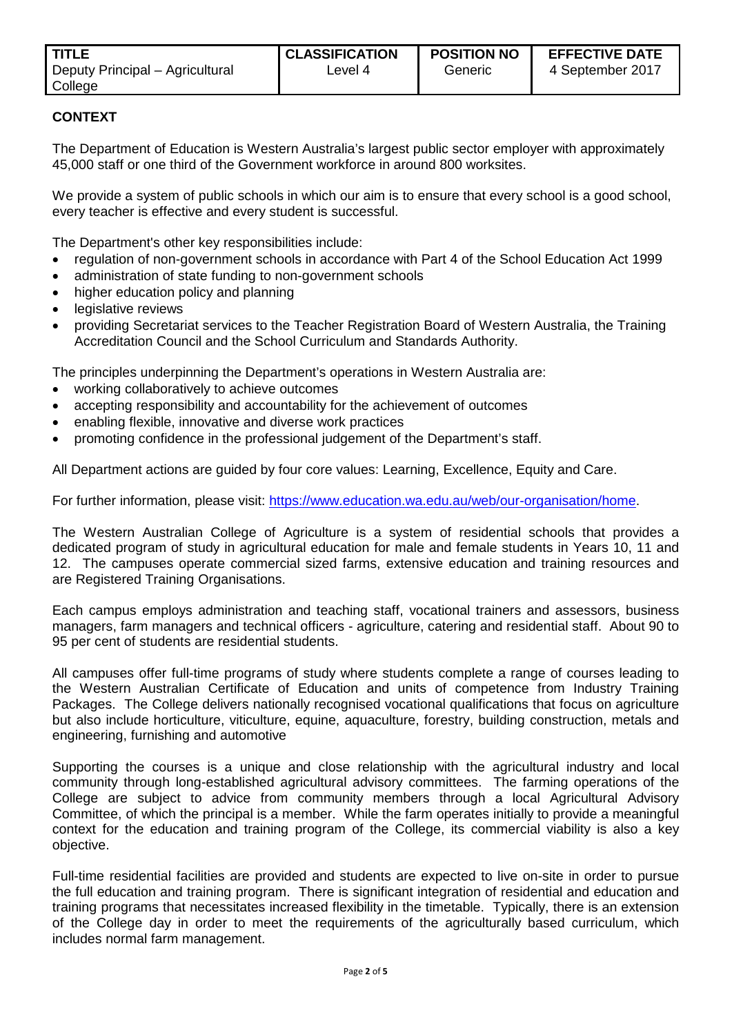| TITLE | CLASSIFICATION | POSITION NO | EFFECTIVE DATE |
|---|---|---|---|
| Deputy Principal – Agricultural College | Level 4 | Generic | 4 September 2017 |

## CONTEXT

The Department of Education is Western Australia's largest public sector employer with approximately 45,000 staff or one third of the Government workforce in around 800 worksites.

We provide a system of public schools in which our aim is to ensure that every school is a good school, every teacher is effective and every student is successful.

The Department's other key responsibilities include:

- regulation of non-government schools in accordance with Part 4 of the School Education Act 1999
- administration of state funding to non-government schools
- higher education policy and planning
- legislative reviews
- providing Secretariat services to the Teacher Registration Board of Western Australia, the Training Accreditation Council and the School Curriculum and Standards Authority.

The principles underpinning the Department's operations in Western Australia are:

- working collaboratively to achieve outcomes
- accepting responsibility and accountability for the achievement of outcomes
- enabling flexible, innovative and diverse work practices
- promoting confidence in the professional judgement of the Department's staff.

All Department actions are guided by four core values: Learning, Excellence, Equity and Care.

For further information, please visit: [https://www.education.wa.edu.au/web/our-organisation/home](https://www.education.wa.edu.au/web/our-organisation/home).

The Western Australian College of Agriculture is a system of residential schools that provides a dedicated program of study in agricultural education for male and female students in Years 10, 11 and 12. The campuses operate commercial sized farms, extensive education and training resources and are Registered Training Organisations.

Each campus employs administration and teaching staff, vocational trainers and assessors, business managers, farm managers and technical officers - agriculture, catering and residential staff. About 90 to 95 per cent of students are residential students.

All campuses offer full-time programs of study where students complete a range of courses leading to the Western Australian Certificate of Education and units of competence from Industry Training Packages. The College delivers nationally recognised vocational qualifications that focus on agriculture but also include horticulture, viticulture, equine, aquaculture, forestry, building construction, metals and engineering, furnishing and automotive

Supporting the courses is a unique and close relationship with the agricultural industry and local community through long-established agricultural advisory committees. The farming operations of the College are subject to advice from community members through a local Agricultural Advisory Committee, of which the principal is a member. While the farm operates initially to provide a meaningful context for the education and training program of the College, its commercial viability is also a key objective.

Full-time residential facilities are provided and students are expected to live on-site in order to pursue the full education and training program. There is significant integration of residential and education and training programs that necessitates increased flexibility in the timetable. Typically, there is an extension of the College day in order to meet the requirements of the agriculturally based curriculum, which includes normal farm management.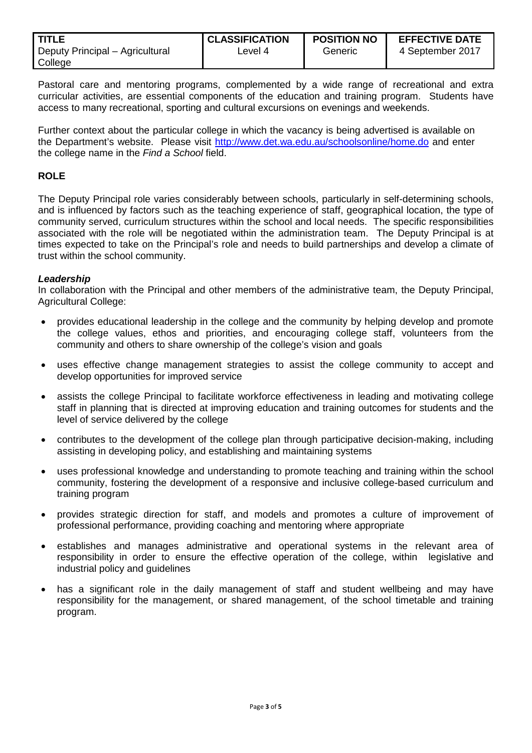| TITLE | CLASSIFICATION | POSITION NO | EFFECTIVE DATE |
|---|---|---|---|
| Deputy Principal – Agricultural College | Level 4 | Generic | 4 September 2017 |

Pastoral care and mentoring programs, complemented by a wide range of recreational and extra curricular activities, are essential components of the education and training program. Students have access to many recreational, sporting and cultural excursions on evenings and weekends.

Further context about the particular college in which the vacancy is being advertised is available on the Department's website. Please visit http://www.det.wa.edu.au/schoolsonline/home.do and enter the college name in the *Find a School* field.

## ROLE

The Deputy Principal role varies considerably between schools, particularly in self-determining schools, and is influenced by factors such as the teaching experience of staff, geographical location, the type of community served, curriculum structures within the school and local needs. The specific responsibilities associated with the role will be negotiated within the administration team. The Deputy Principal is at times expected to take on the Principal's role and needs to build partnerships and develop a climate of trust within the school community.

### *Leadership*

In collaboration with the Principal and other members of the administrative team, the Deputy Principal, Agricultural College:

- provides educational leadership in the college and the community by helping develop and promote the college values, ethos and priorities, and encouraging college staff, volunteers from the community and others to share ownership of the college's vision and goals
- uses effective change management strategies to assist the college community to accept and develop opportunities for improved service
- assists the college Principal to facilitate workforce effectiveness in leading and motivating college staff in planning that is directed at improving education and training outcomes for students and the level of service delivered by the college
- contributes to the development of the college plan through participative decision-making, including assisting in developing policy, and establishing and maintaining systems
- uses professional knowledge and understanding to promote teaching and training within the school community, fostering the development of a responsive and inclusive college-based curriculum and training program
- provides strategic direction for staff, and models and promotes a culture of improvement of professional performance, providing coaching and mentoring where appropriate
- establishes and manages administrative and operational systems in the relevant area of responsibility in order to ensure the effective operation of the college, within legislative and industrial policy and guidelines
- has a significant role in the daily management of staff and student wellbeing and may have responsibility for the management, or shared management, of the school timetable and training program.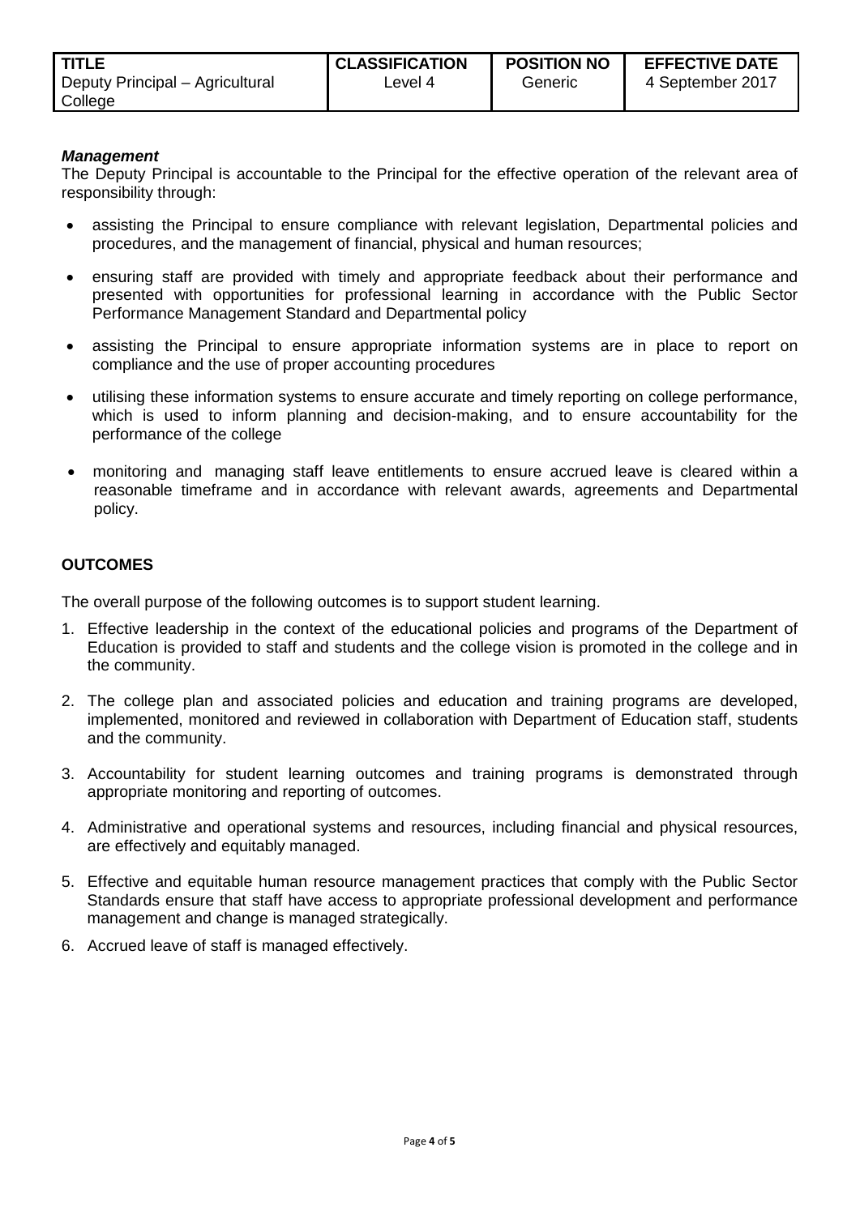| TITLE | CLASSIFICATION | POSITION NO | EFFECTIVE DATE |
|---|---|---|---|
| Deputy Principal – Agricultural College | Level 4 | Generic | 4 September 2017 |

***Management***

The Deputy Principal is accountable to the Principal for the effective operation of the relevant area of responsibility through:

- assisting the Principal to ensure compliance with relevant legislation, Departmental policies and procedures, and the management of financial, physical and human resources;
- ensuring staff are provided with timely and appropriate feedback about their performance and presented with opportunities for professional learning in accordance with the Public Sector Performance Management Standard and Departmental policy
- assisting the Principal to ensure appropriate information systems are in place to report on compliance and the use of proper accounting procedures
- utilising these information systems to ensure accurate and timely reporting on college performance, which is used to inform planning and decision-making, and to ensure accountability for the performance of the college
- monitoring and managing staff leave entitlements to ensure accrued leave is cleared within a reasonable timeframe and in accordance with relevant awards, agreements and Departmental policy.

## OUTCOMES

The overall purpose of the following outcomes is to support student learning.

1. Effective leadership in the context of the educational policies and programs of the Department of Education is provided to staff and students and the college vision is promoted in the college and in the community.
2. The college plan and associated policies and education and training programs are developed, implemented, monitored and reviewed in collaboration with Department of Education staff, students and the community.
3. Accountability for student learning outcomes and training programs is demonstrated through appropriate monitoring and reporting of outcomes.
4. Administrative and operational systems and resources, including financial and physical resources, are effectively and equitably managed.
5. Effective and equitable human resource management practices that comply with the Public Sector Standards ensure that staff have access to appropriate professional development and performance management and change is managed strategically.
6. Accrued leave of staff is managed effectively.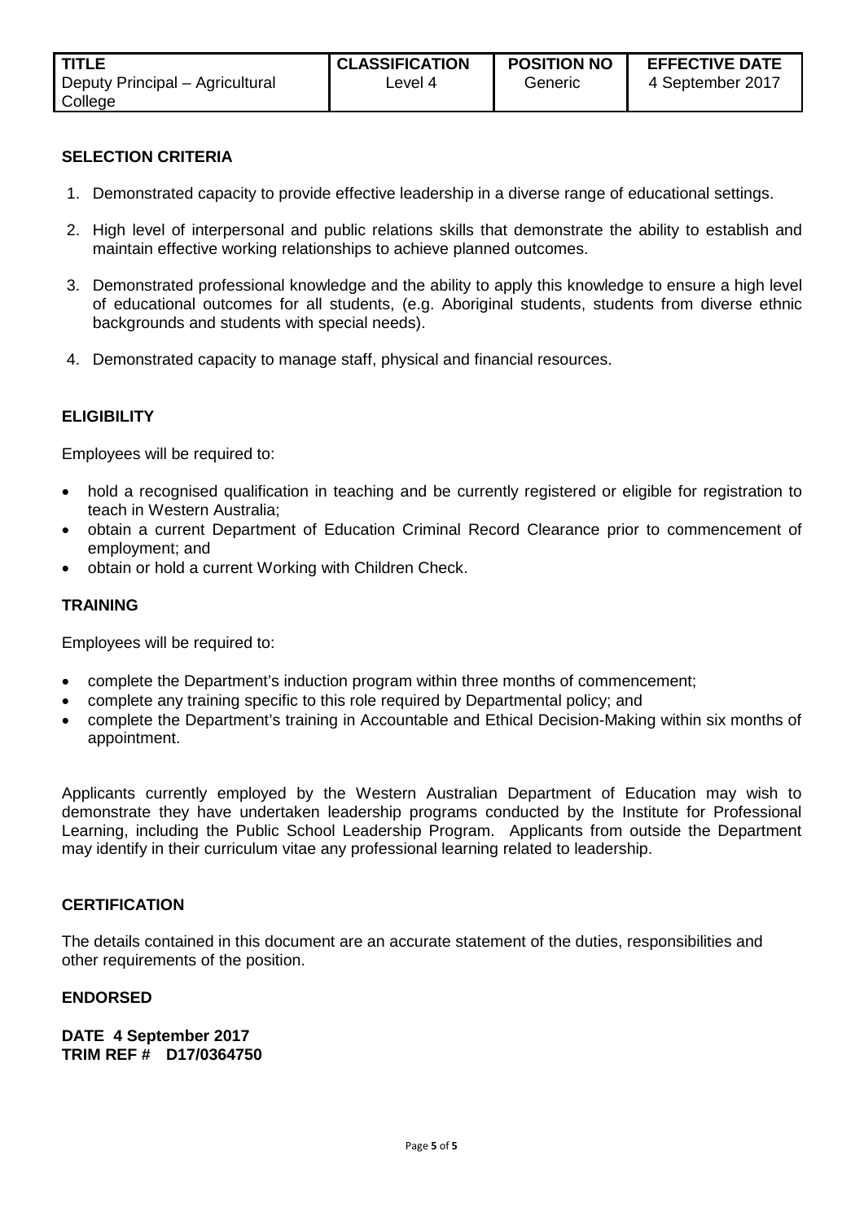| TITLE | CLASSIFICATION | POSITION NO | EFFECTIVE DATE |
| --- | --- | --- | --- |
| Deputy Principal – Agricultural College | Level 4 | Generic | 4 September 2017 |

## SELECTION CRITERIA

1. Demonstrated capacity to provide effective leadership in a diverse range of educational settings.
2. High level of interpersonal and public relations skills that demonstrate the ability to establish and maintain effective working relationships to achieve planned outcomes.
3. Demonstrated professional knowledge and the ability to apply this knowledge to ensure a high level of educational outcomes for all students, (e.g. Aboriginal students, students from diverse ethnic backgrounds and students with special needs).
4. Demonstrated capacity to manage staff, physical and financial resources.

## ELIGIBILITY

Employees will be required to:

- hold a recognised qualification in teaching and be currently registered or eligible for registration to teach in Western Australia;
- obtain a current Department of Education Criminal Record Clearance prior to commencement of employment; and
- obtain or hold a current Working with Children Check.

## TRAINING

Employees will be required to:

- complete the Department's induction program within three months of commencement;
- complete any training specific to this role required by Departmental policy; and
- complete the Department's training in Accountable and Ethical Decision-Making within six months of appointment.

Applicants currently employed by the Western Australian Department of Education may wish to demonstrate they have undertaken leadership programs conducted by the Institute for Professional Learning, including the Public School Leadership Program. Applicants from outside the Department may identify in their curriculum vitae any professional learning related to leadership.

## CERTIFICATION

The details contained in this document are an accurate statement of the duties, responsibilities and other requirements of the position.

## ENDORSED

**DATE 4 September 2017**
**TRIM REF # D17/0364750**